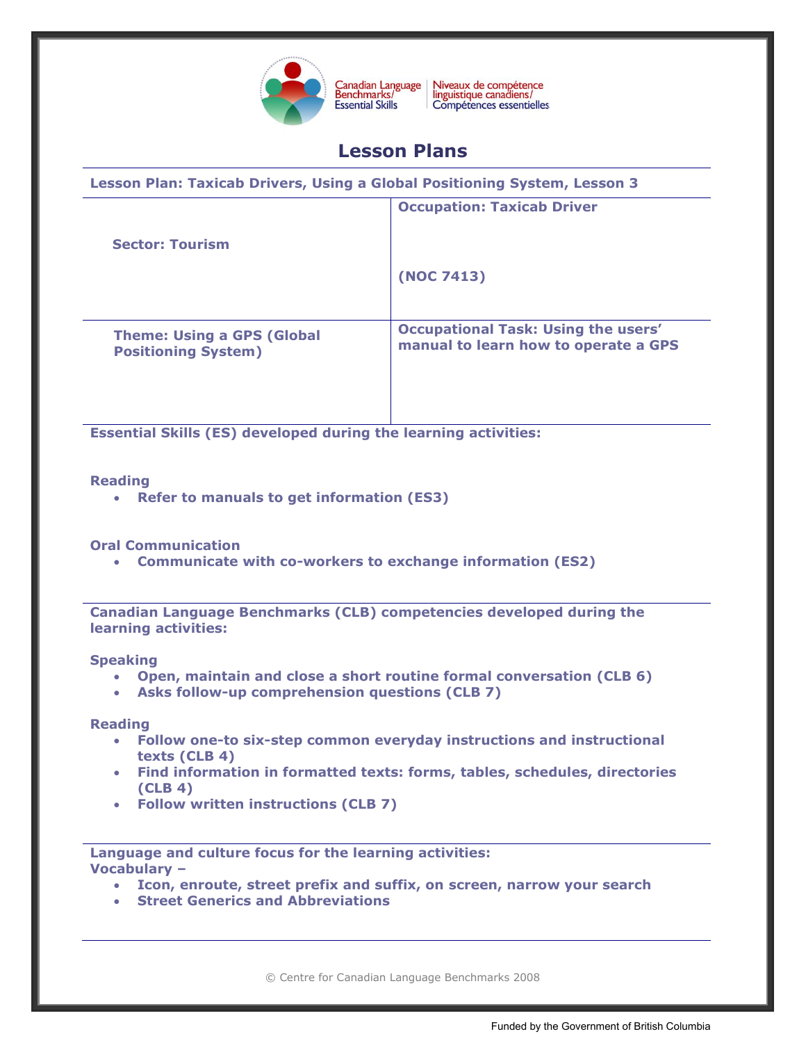Canadian Language Benchmarks/ Essential Skills | Niveaux de compétence linguistique canadiens/ Compétences essentielles

# Lesson Plans

**Lesson Plan: Taxicab Drivers, Using a Global Positioning System, Lesson 3**

| | |
|---|---|
| **Sector: Tourism** | **Occupation: Taxicab Driver**<br><br>**(NOC 7413)** |
| **Theme: Using a GPS (Global Positioning System)** | **Occupational Task: Using the users' manual to learn how to operate a GPS** |

**Essential Skills (ES) developed during the learning activities:**

**Reading**
- **Refer to manuals to get information (ES3)**

**Oral Communication**
- **Communicate with co-workers to exchange information (ES2)**

**Canadian Language Benchmarks (CLB) competencies developed during the learning activities:**

**Speaking**
- **Open, maintain and close a short routine formal conversation (CLB 6)**
- **Asks follow-up comprehension questions (CLB 7)**

**Reading**
- **Follow one-to six-step common everyday instructions and instructional texts (CLB 4)**
- **Find information in formatted texts: forms, tables, schedules, directories (CLB 4)**
- **Follow written instructions (CLB 7)**

**Language and culture focus for the learning activities:**
**Vocabulary –**
- **Icon, enroute, street prefix and suffix, on screen, narrow your search**
- **Street Generics and Abbreviations**

© Centre for Canadian Language Benchmarks 2008

Funded by the Government of British Columbia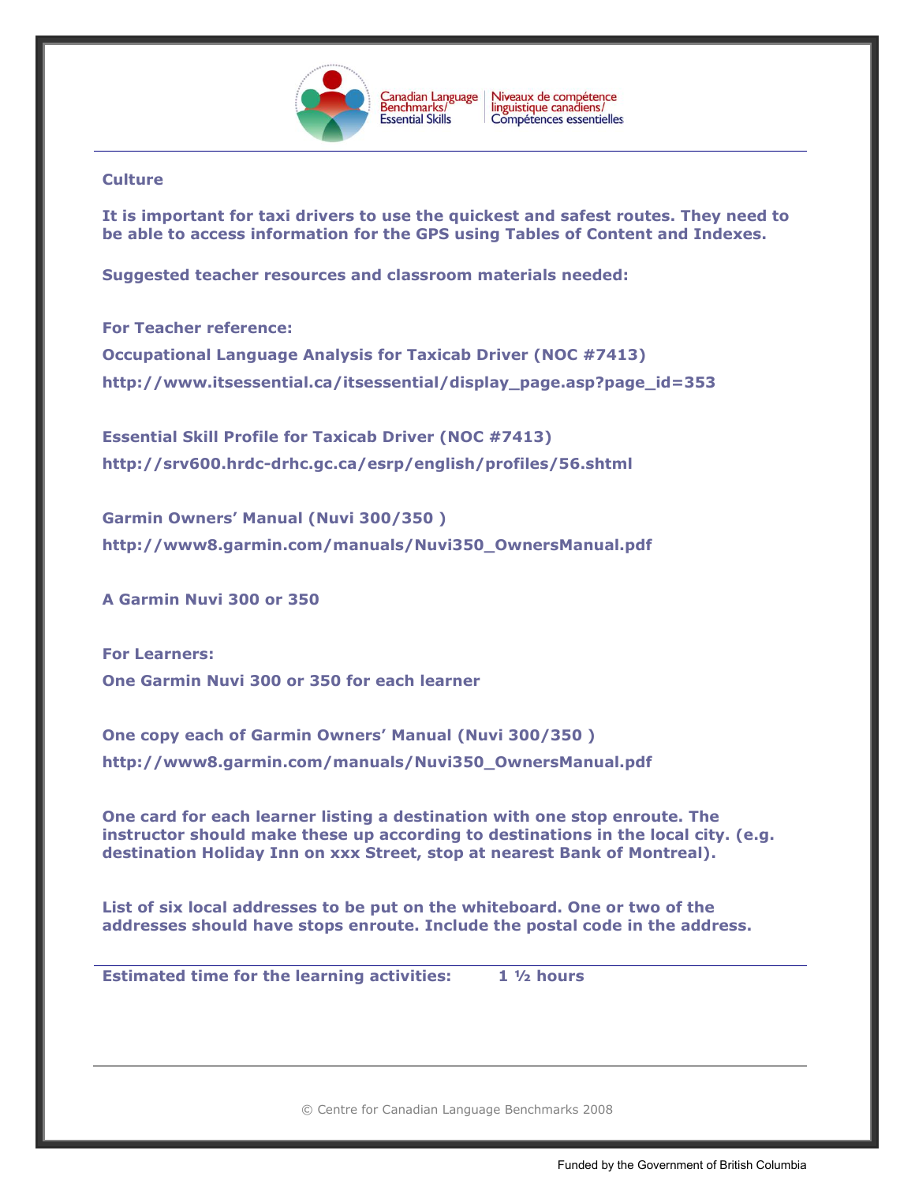**Culture**

**It is important for taxi drivers to use the quickest and safest routes. They need to be able to access information for the GPS using Tables of Content and Indexes.**

**Suggested teacher resources and classroom materials needed:**

**For Teacher reference:**

**Occupational Language Analysis for Taxicab Driver (NOC #7413)**

**http://www.itsessential.ca/itsessential/display_page.asp?page_id=353**

**Essential Skill Profile for Taxicab Driver (NOC #7413)**

**http://srv600.hrdc-drhc.gc.ca/esrp/english/profiles/56.shtml**

**Garmin Owners' Manual (Nuvi 300/350 )**

**http://www8.garmin.com/manuals/Nuvi350_OwnersManual.pdf**

**A Garmin Nuvi 300 or 350**

**For Learners:**

**One Garmin Nuvi 300 or 350 for each learner**

**One copy each of Garmin Owners' Manual (Nuvi 300/350 )**

**http://www8.garmin.com/manuals/Nuvi350_OwnersManual.pdf**

**One card for each learner listing a destination with one stop enroute. The instructor should make these up according to destinations in the local city. (e.g. destination Holiday Inn on xxx Street, stop at nearest Bank of Montreal).**

**List of six local addresses to be put on the whiteboard. One or two of the addresses should have stops enroute. Include the postal code in the address.**

**Estimated time for the learning activities: 1 ½ hours**

© Centre for Canadian Language Benchmarks 2008

Funded by the Government of British Columbia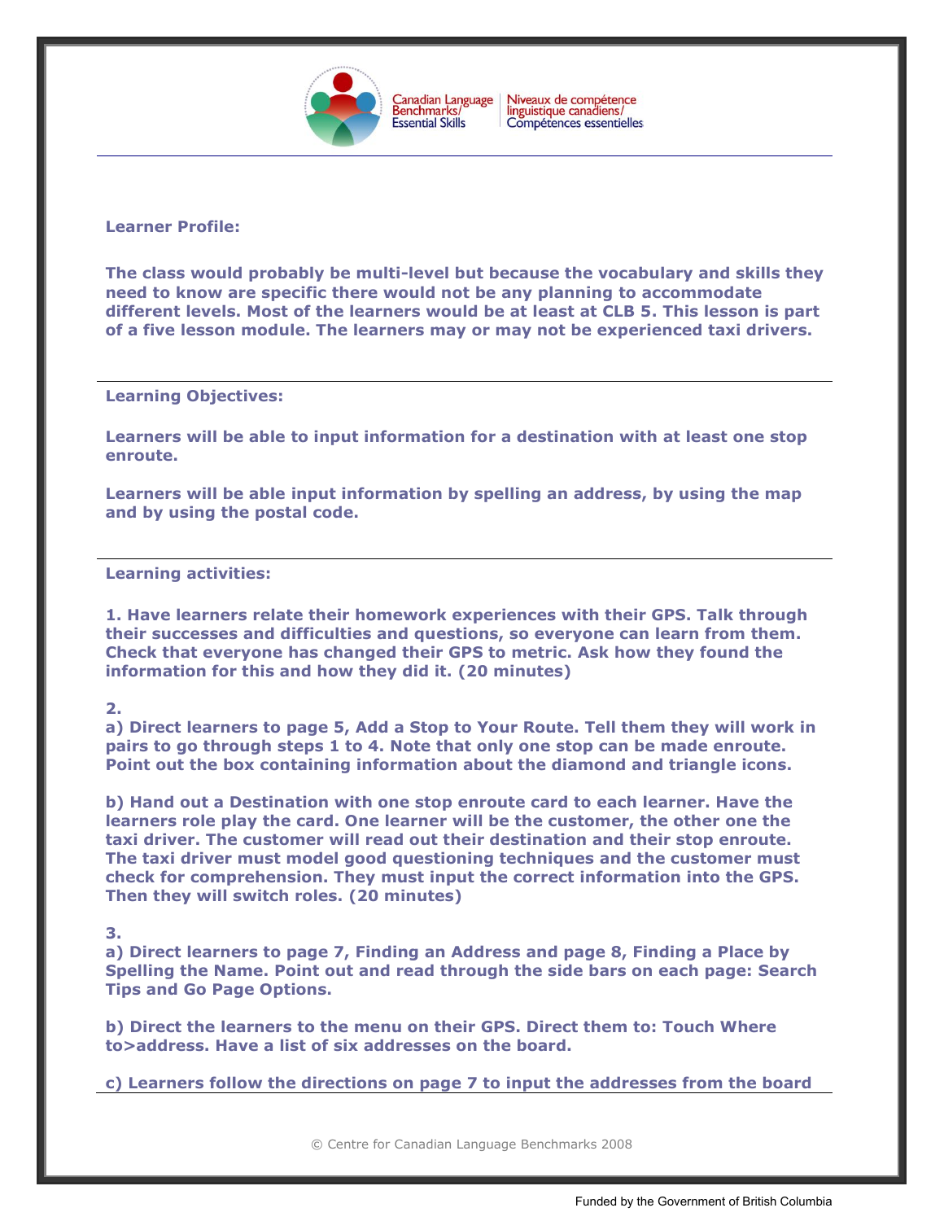**Learner Profile:**

**The class would probably be multi-level but because the vocabulary and skills they need to know are specific there would not be any planning to accommodate different levels. Most of the learners would be at least at CLB 5. This lesson is part of a five lesson module. The learners may or may not be experienced taxi drivers.**

---

**Learning Objectives:**

**Learners will be able to input information for a destination with at least one stop enroute.**

**Learners will be able input information by spelling an address, by using the map and by using the postal code.**

---

**Learning activities:**

**1. Have learners relate their homework experiences with their GPS. Talk through their successes and difficulties and questions, so everyone can learn from them. Check that everyone has changed their GPS to metric. Ask how they found the information for this and how they did it. (20 minutes)**

**2.**

**a) Direct learners to page 5, Add a Stop to Your Route. Tell them they will work in pairs to go through steps 1 to 4. Note that only one stop can be made enroute. Point out the box containing information about the diamond and triangle icons.**

**b) Hand out a Destination with one stop enroute card to each learner. Have the learners role play the card. One learner will be the customer, the other one the taxi driver. The customer will read out their destination and their stop enroute. The taxi driver must model good questioning techniques and the customer must check for comprehension. They must input the correct information into the GPS. Then they will switch roles. (20 minutes)**

**3.**

**a) Direct learners to page 7, Finding an Address and page 8, Finding a Place by Spelling the Name. Point out and read through the side bars on each page: Search Tips and Go Page Options.**

**b) Direct the learners to the menu on their GPS. Direct them to: Touch Where to>address. Have a list of six addresses on the board.**

**c) Learners follow the directions on page 7 to input the addresses from the board**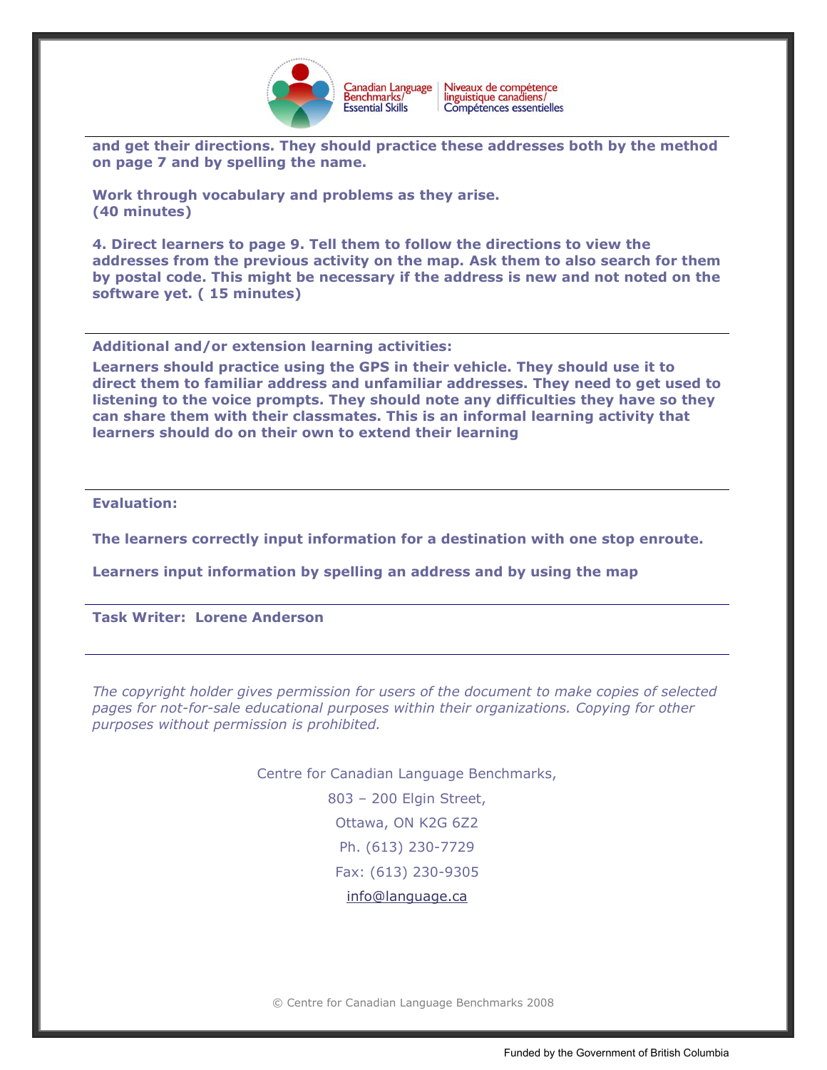**and get their directions. They should practice these addresses both by the method on page 7 and by spelling the name.**

**Work through vocabulary and problems as they arise. (40 minutes)**

**4. Direct learners to page 9. Tell them to follow the directions to view the addresses from the previous activity on the map. Ask them to also search for them by postal code. This might be necessary if the address is new and not noted on the software yet. ( 15 minutes)**

---

**Additional and/or extension learning activities:**

**Learners should practice using the GPS in their vehicle. They should use it to direct them to familiar address and unfamiliar addresses. They need to get used to listening to the voice prompts. They should note any difficulties they have so they can share them with their classmates. This is an informal learning activity that learners should do on their own to extend their learning**

---

**Evaluation:**

**The learners correctly input information for a destination with one stop enroute.**

**Learners input information by spelling an address and by using the map**

---

**Task Writer: Lorene Anderson**

---

*The copyright holder gives permission for users of the document to make copies of selected pages for not-for-sale educational purposes within their organizations. Copying for other purposes without permission is prohibited.*

Centre for Canadian Language Benchmarks,

803 – 200 Elgin Street,

Ottawa, ON K2G 6Z2

Ph. (613) 230-7729

Fax: (613) 230-9305

info@language.ca

© Centre for Canadian Language Benchmarks 2008

Funded by the Government of British Columbia